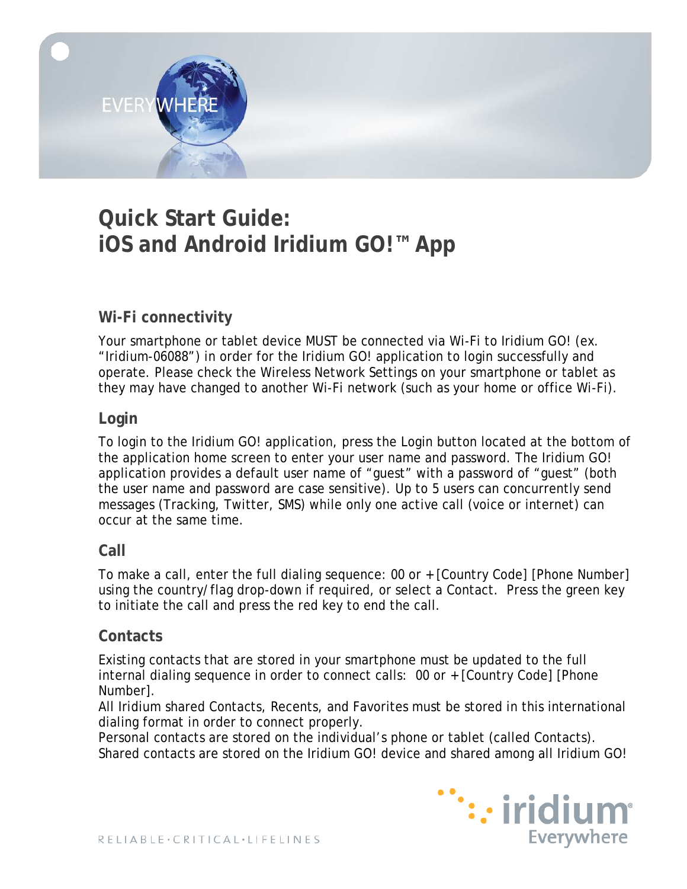# Quick Start Guide: iOS and Android Iridium GO!™ App

## Wi-Fi connectivity

Your smartphone or tablet device MUST be connected via Wi-Fi to Iridium GO! (ex. "Iridium-06088") in order for the Iridium GO! application to login successfully and operate. Please check the Wireless Network Settings on your smartphone or tablet as they may have changed to another Wi-Fi network (such as your home or office Wi-Fi).

## Login

To login to the Iridium GO! application, press the Login button located at the bottom of the application home screen to enter your user name and password. The Iridium GO! application provides a default user name of "guest" with a password of "guest" (both the user name and password are case sensitive). Up to 5 users can concurrently send messages (Tracking, Twitter, SMS) while only one active call (voice or internet) can occur at the same time.

## Call

To make a call, enter the full dialing sequence: 00 or + [Country Code] [Phone Number] using the country/flag drop-down if required, or select a Contact. Press the green key to initiate the call and press the red key to end the call.

## Contacts

Existing contacts that are stored in your smartphone must be updated to the full internal dialing sequence in order to connect calls: 00 or + [Country Code] [Phone Number].

All Iridium shared Contacts, Recents, and Favorites must be stored in this international dialing format in order to connect properly.

Personal contacts are stored on the individual's phone or tablet (called Contacts). Shared contacts are stored on the Iridium GO! device and shared among all Iridium GO!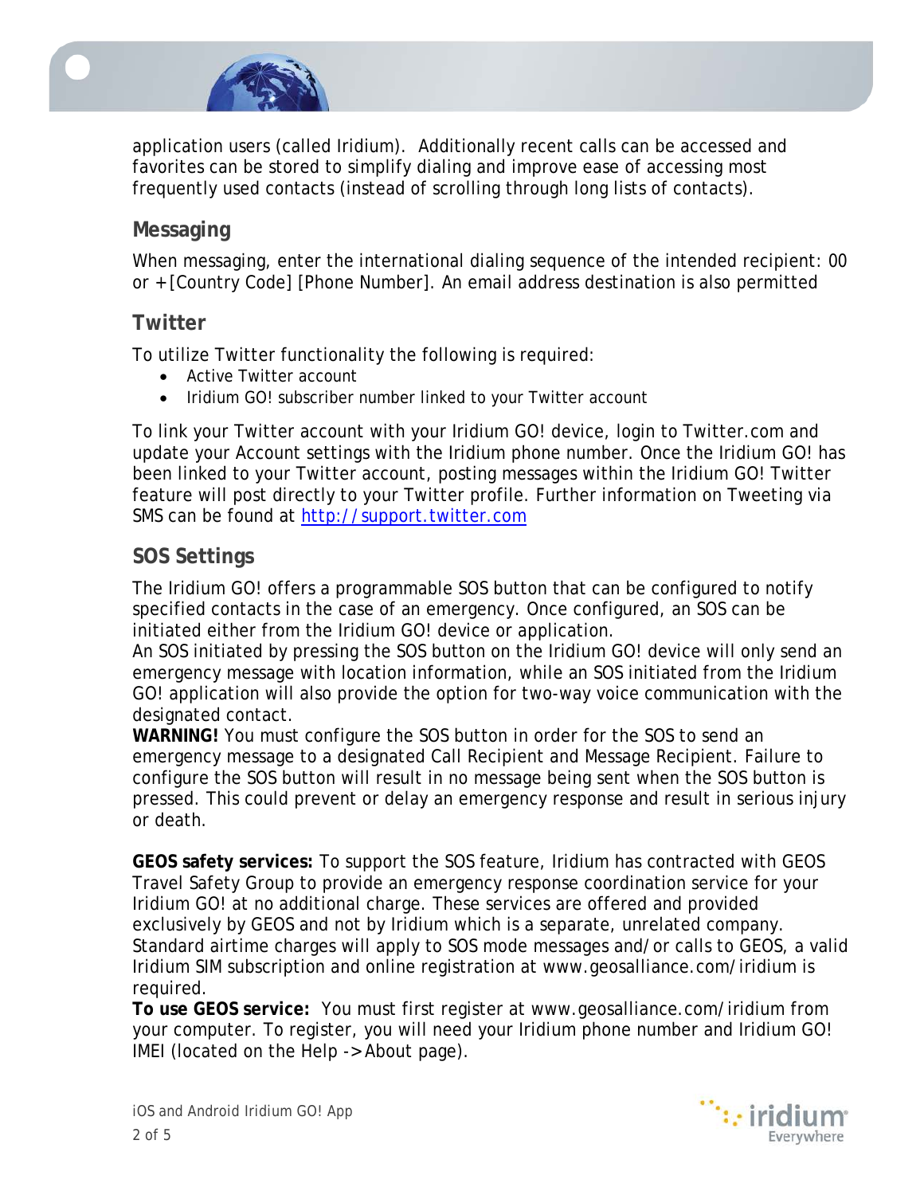application users (called Iridium). Additionally recent calls can be accessed and favorites can be stored to simplify dialing and improve ease of accessing most frequently used contacts (instead of scrolling through long lists of contacts).

## Messaging

When messaging, enter the international dialing sequence of the intended recipient: 00 or +[Country Code] [Phone Number]. An email address destination is also permitted

## Twitter

To utilize Twitter functionality the following is required:

- Active Twitter account
- Iridium GO! subscriber number linked to your Twitter account

To link your Twitter account with your Iridium GO! device, login to Twitter.com and update your Account settings with the Iridium phone number. Once the Iridium GO! has been linked to your Twitter account, posting messages within the Iridium GO! Twitter feature will post directly to your Twitter profile. Further information on Tweeting via SMS can be found at [http://support.twitter.com](http://support.twitter.com)

## SOS Settings

The Iridium GO! offers a programmable SOS button that can be configured to notify specified contacts in the case of an emergency. Once configured, an SOS can be initiated either from the Iridium GO! device or application.
An SOS initiated by pressing the SOS button on the Iridium GO! device will only send an emergency message with location information, while an SOS initiated from the Iridium GO! application will also provide the option for two-way voice communication with the designated contact.
**WARNING!** You must configure the SOS button in order for the SOS to send an emergency message to a designated Call Recipient and Message Recipient. Failure to configure the SOS button will result in no message being sent when the SOS button is pressed. This could prevent or delay an emergency response and result in serious injury or death.

**GEOS safety services:** To support the SOS feature, Iridium has contracted with GEOS Travel Safety Group to provide an emergency response coordination service for your Iridium GO! at no additional charge. These services are offered and provided exclusively by GEOS and not by Iridium which is a separate, unrelated company. Standard airtime charges will apply to SOS mode messages and/or calls to GEOS, a valid Iridium SIM subscription and online registration at www.geosalliance.com/iridium is required.
**To use GEOS service:** You must first register at www.geosalliance.com/iridium from your computer. To register, you will need your Iridium phone number and Iridium GO! IMEI (located on the Help -> About page).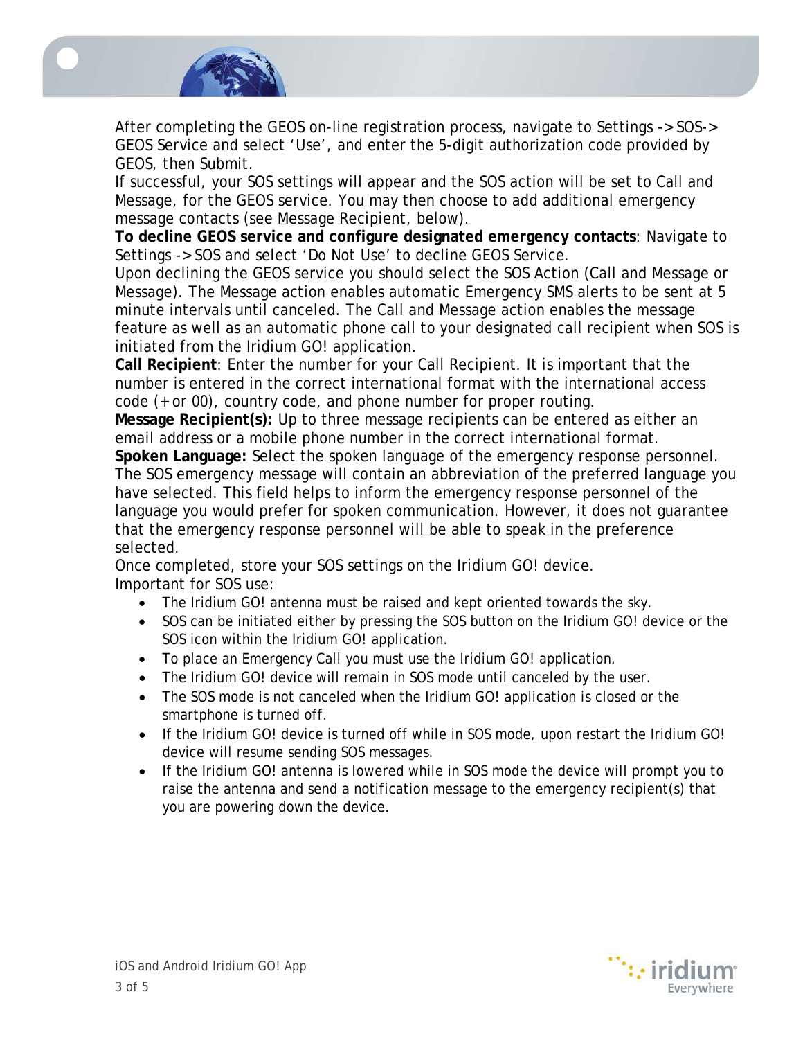After completing the GEOS on-line registration process, navigate to Settings -> SOS-> GEOS Service and select 'Use', and enter the 5-digit authorization code provided by GEOS, then Submit.

If successful, your SOS settings will appear and the SOS action will be set to Call and Message, for the GEOS service. You may then choose to add additional emergency message contacts (see Message Recipient, below).

**To decline GEOS service and configure designated emergency contacts**: Navigate to Settings -> SOS and select 'Do Not Use' to decline GEOS Service.

Upon declining the GEOS service you should select the SOS Action (Call and Message or Message). The Message action enables automatic Emergency SMS alerts to be sent at 5 minute intervals until canceled. The Call and Message action enables the message feature as well as an automatic phone call to your designated call recipient when SOS is initiated from the Iridium GO! application.

**Call Recipient**: Enter the number for your Call Recipient. It is important that the number is entered in the correct international format with the international access code (+ or 00), country code, and phone number for proper routing.

**Message Recipient(s):** Up to three message recipients can be entered as either an email address or a mobile phone number in the correct international format.

**Spoken Language:** Select the spoken language of the emergency response personnel. The SOS emergency message will contain an abbreviation of the preferred language you have selected. This field helps to inform the emergency response personnel of the language you would prefer for spoken communication. However, it does not guarantee that the emergency response personnel will be able to speak in the preference selected.

Once completed, store your SOS settings on the Iridium GO! device.

Important for SOS use:

- The Iridium GO! antenna must be raised and kept oriented towards the sky.
- SOS can be initiated either by pressing the SOS button on the Iridium GO! device or the SOS icon within the Iridium GO! application.
- To place an Emergency Call you must use the Iridium GO! application.
- The Iridium GO! device will remain in SOS mode until canceled by the user.
- The SOS mode is not canceled when the Iridium GO! application is closed or the smartphone is turned off.
- If the Iridium GO! device is turned off while in SOS mode, upon restart the Iridium GO! device will resume sending SOS messages.
- If the Iridium GO! antenna is lowered while in SOS mode the device will prompt you to raise the antenna and send a notification message to the emergency recipient(s) that you are powering down the device.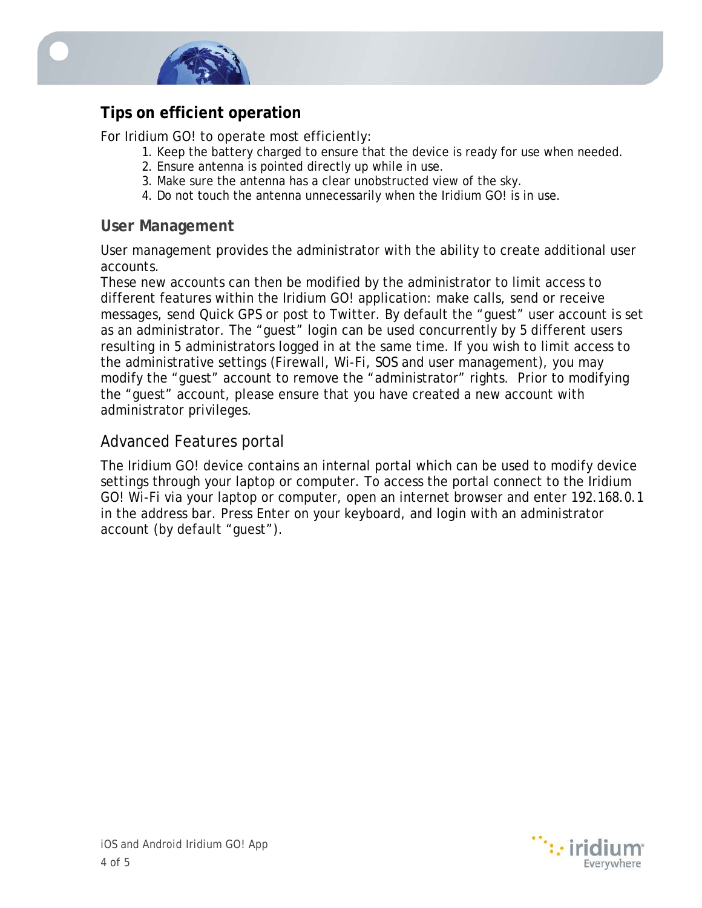## Tips on efficient operation

For Iridium GO! to operate most efficiently:

1. Keep the battery charged to ensure that the device is ready for use when needed.
2. Ensure antenna is pointed directly up while in use.
3. Make sure the antenna has a clear unobstructed view of the sky.
4. Do not touch the antenna unnecessarily when the Iridium GO! is in use.

### User Management

User management provides the administrator with the ability to create additional user accounts.
These new accounts can then be modified by the administrator to limit access to different features within the Iridium GO! application: make calls, send or receive messages, send Quick GPS or post to Twitter. By default the "guest" user account is set as an administrator. The "guest" login can be used concurrently by 5 different users resulting in 5 administrators logged in at the same time. If you wish to limit access to the administrative settings (Firewall, Wi-Fi, SOS and user management), you may modify the "guest" account to remove the "administrator" rights. Prior to modifying the "guest" account, please ensure that you have created a new account with administrator privileges.

### Advanced Features portal

The Iridium GO! device contains an internal portal which can be used to modify device settings through your laptop or computer. To access the portal connect to the Iridium GO! Wi-Fi via your laptop or computer, open an internet browser and enter 192.168.0.1 in the address bar. Press Enter on your keyboard, and login with an administrator account (by default "guest").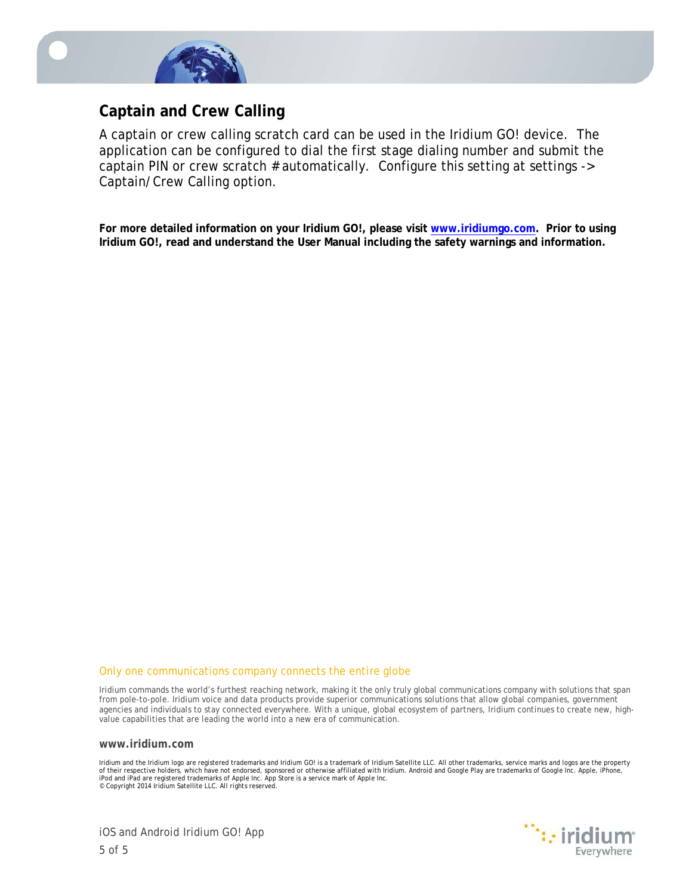## Captain and Crew Calling

A captain or crew calling scratch card can be used in the Iridium GO! device. The application can be configured to dial the first stage dialing number and submit the captain PIN or crew scratch # automatically. Configure this setting at settings -> Captain/Crew Calling option.

**For more detailed information on your Iridium GO!, please visit [www.iridiumgo.com](http://www.iridiumgo.com). Prior to using Iridium GO!, read and understand the User Manual including the safety warnings and information.**

Only one communications company connects the entire globe

Iridium commands the world's furthest reaching network, making it the only truly global communications company with solutions that span from pole-to-pole. Iridium voice and data products provide superior communications solutions that allow global companies, government agencies and individuals to stay connected everywhere. With a unique, global ecosystem of partners, Iridium continues to create new, high-value capabilities that are leading the world into a new era of communication.

**www.iridium.com**

Iridium and the Iridium logo are registered trademarks and Iridium GO! is a trademark of Iridium Satellite LLC. All other trademarks, service marks and logos are the property of their respective holders, which have not endorsed, sponsored or otherwise affiliated with Iridium. Android and Google Play are trademarks of Google Inc. Apple, iPhone, iPod and iPad are registered trademarks of Apple Inc. App Store is a service mark of Apple Inc.
© Copyright 2014 Iridium Satellite LLC. All rights reserved.